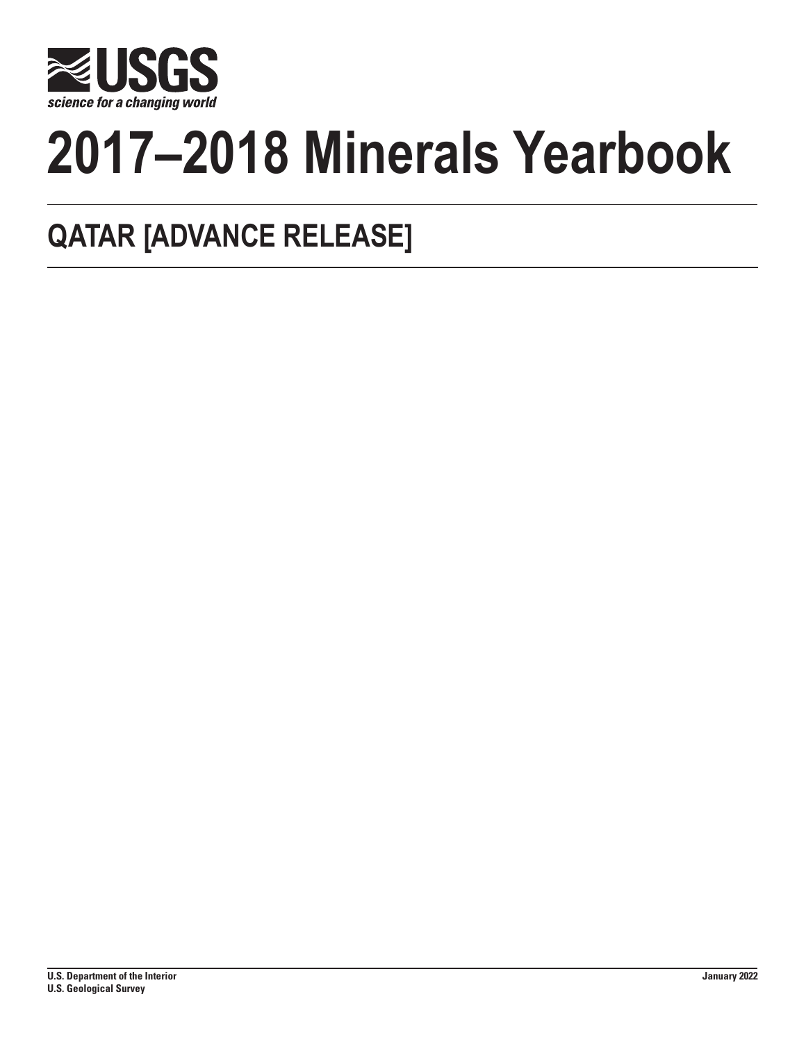USGS

science for a changing world

# 2017–2018 Minerals Yearbook

## QATAR [ADVANCE RELEASE]

U.S. Department of the Interior
U.S. Geological Survey

January 2022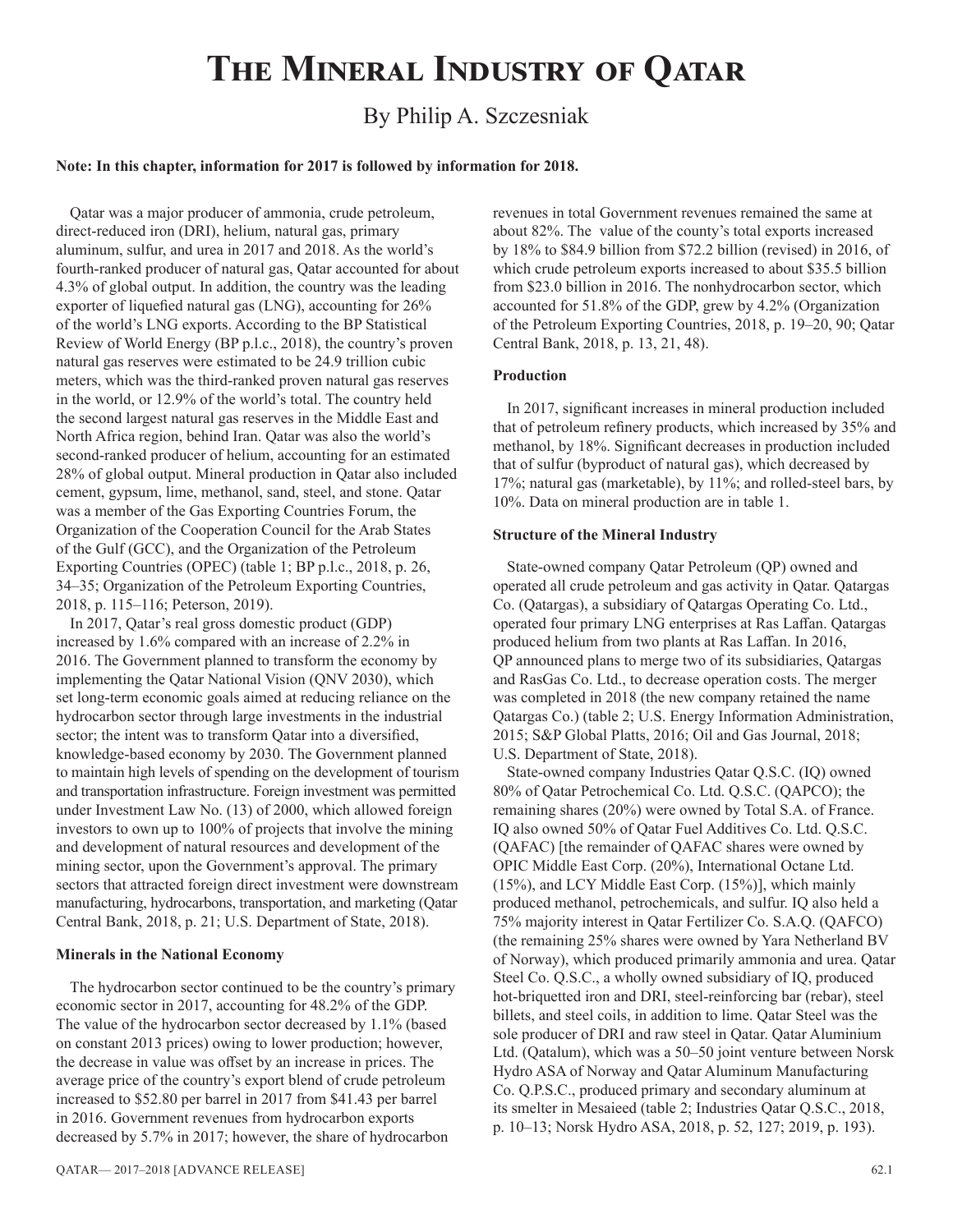# The Mineral Industry of Qatar

By Philip A. Szczesniak

**Note: In this chapter, information for 2017 is followed by information for 2018.**

Qatar was a major producer of ammonia, crude petroleum, direct-reduced iron (DRI), helium, natural gas, primary aluminum, sulfur, and urea in 2017 and 2018. As the world's fourth-ranked producer of natural gas, Qatar accounted for about 4.3% of global output. In addition, the country was the leading exporter of liquefied natural gas (LNG), accounting for 26% of the world's LNG exports. According to the BP Statistical Review of World Energy (BP p.l.c., 2018), the country's proven natural gas reserves were estimated to be 24.9 trillion cubic meters, which was the third-ranked proven natural gas reserves in the world, or 12.9% of the world's total. The country held the second largest natural gas reserves in the Middle East and North Africa region, behind Iran. Qatar was also the world's second-ranked producer of helium, accounting for an estimated 28% of global output. Mineral production in Qatar also included cement, gypsum, lime, methanol, sand, steel, and stone. Qatar was a member of the Gas Exporting Countries Forum, the Organization of the Cooperation Council for the Arab States of the Gulf (GCC), and the Organization of the Petroleum Exporting Countries (OPEC) (table 1; BP p.l.c., 2018, p. 26, 34–35; Organization of the Petroleum Exporting Countries, 2018, p. 115–116; Peterson, 2019).

In 2017, Qatar's real gross domestic product (GDP) increased by 1.6% compared with an increase of 2.2% in 2016. The Government planned to transform the economy by implementing the Qatar National Vision (QNV 2030), which set long-term economic goals aimed at reducing reliance on the hydrocarbon sector through large investments in the industrial sector; the intent was to transform Qatar into a diversified, knowledge-based economy by 2030. The Government planned to maintain high levels of spending on the development of tourism and transportation infrastructure. Foreign investment was permitted under Investment Law No. (13) of 2000, which allowed foreign investors to own up to 100% of projects that involve the mining and development of natural resources and development of the mining sector, upon the Government's approval. The primary sectors that attracted foreign direct investment were downstream manufacturing, hydrocarbons, transportation, and marketing (Qatar Central Bank, 2018, p. 21; U.S. Department of State, 2018).

## Minerals in the National Economy

The hydrocarbon sector continued to be the country's primary economic sector in 2017, accounting for 48.2% of the GDP. The value of the hydrocarbon sector decreased by 1.1% (based on constant 2013 prices) owing to lower production; however, the decrease in value was offset by an increase in prices. The average price of the country's export blend of crude petroleum increased to $52.80 per barrel in 2017 from $41.43 per barrel in 2016. Government revenues from hydrocarbon exports decreased by 5.7% in 2017; however, the share of hydrocarbon revenues in total Government revenues remained the same at about 82%. The value of the county's total exports increased by 18% to $84.9 billion from $72.2 billion (revised) in 2016, of which crude petroleum exports increased to about $35.5 billion from $23.0 billion in 2016. The nonhydrocarbon sector, which accounted for 51.8% of the GDP, grew by 4.2% (Organization of the Petroleum Exporting Countries, 2018, p. 19–20, 90; Qatar Central Bank, 2018, p. 13, 21, 48).

## Production

In 2017, significant increases in mineral production included that of petroleum refinery products, which increased by 35% and methanol, by 18%. Significant decreases in production included that of sulfur (byproduct of natural gas), which decreased by 17%; natural gas (marketable), by 11%; and rolled-steel bars, by 10%. Data on mineral production are in table 1.

## Structure of the Mineral Industry

State-owned company Qatar Petroleum (QP) owned and operated all crude petroleum and gas activity in Qatar. Qatargas Co. (Qatargas), a subsidiary of Qatargas Operating Co. Ltd., operated four primary LNG enterprises at Ras Laffan. Qatargas produced helium from two plants at Ras Laffan. In 2016, QP announced plans to merge two of its subsidiaries, Qatargas and RasGas Co. Ltd., to decrease operation costs. The merger was completed in 2018 (the new company retained the name Qatargas Co.) (table 2; U.S. Energy Information Administration, 2015; S&P Global Platts, 2016; Oil and Gas Journal, 2018; U.S. Department of State, 2018).

State-owned company Industries Qatar Q.S.C. (IQ) owned 80% of Qatar Petrochemical Co. Ltd. Q.S.C. (QAPCO); the remaining shares (20%) were owned by Total S.A. of France. IQ also owned 50% of Qatar Fuel Additives Co. Ltd. Q.S.C. (QAFAC) [the remainder of QAFAC shares were owned by OPIC Middle East Corp. (20%), International Octane Ltd. (15%), and LCY Middle East Corp. (15%)], which mainly produced methanol, petrochemicals, and sulfur. IQ also held a 75% majority interest in Qatar Fertilizer Co. S.A.Q. (QAFCO) (the remaining 25% shares were owned by Yara Netherland BV of Norway), which produced primarily ammonia and urea. Qatar Steel Co. Q.S.C., a wholly owned subsidiary of IQ, produced hot-briquetted iron and DRI, steel-reinforcing bar (rebar), steel billets, and steel coils, in addition to lime. Qatar Steel was the sole producer of DRI and raw steel in Qatar. Qatar Aluminium Ltd. (Qatalum), which was a 50–50 joint venture between Norsk Hydro ASA of Norway and Qatar Aluminum Manufacturing Co. Q.P.S.C., produced primary and secondary aluminum at its smelter in Mesaieed (table 2; Industries Qatar Q.S.C., 2018, p. 10–13; Norsk Hydro ASA, 2018, p. 52, 127; 2019, p. 193).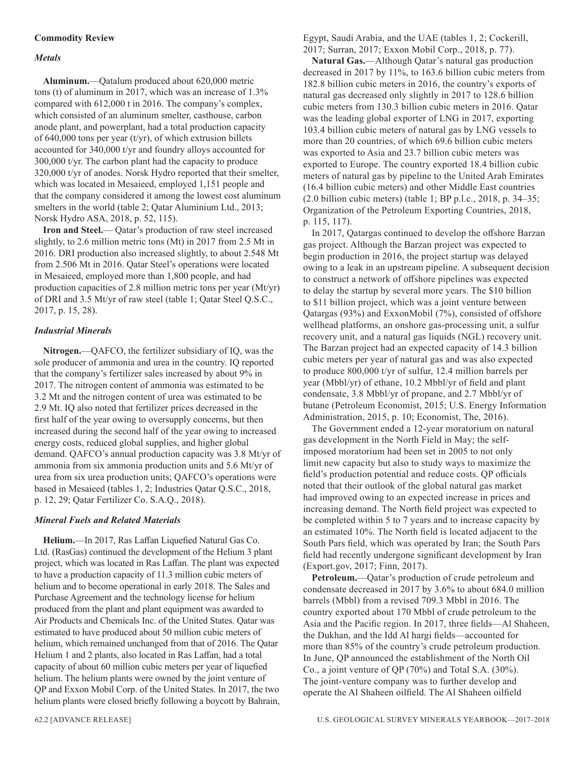## Commodity Review

### *Metals*

**Aluminum.**—Qatalum produced about 620,000 metric tons (t) of aluminum in 2017, which was an increase of 1.3% compared with 612,000 t in 2016. The company's complex, which consisted of an aluminum smelter, casthouse, carbon anode plant, and powerplant, had a total production capacity of 640,000 tons per year (t/yr), of which extrusion billets accounted for 340,000 t/yr and foundry alloys accounted for 300,000 t/yr. The carbon plant had the capacity to produce 320,000 t/yr of anodes. Norsk Hydro reported that their smelter, which was located in Mesaieed, employed 1,151 people and that the company considered it among the lowest cost aluminum smelters in the world (table 2; Qatar Aluminium Ltd., 2013; Norsk Hydro ASA, 2018, p. 52, 115).

**Iron and Steel.**— Qatar's production of raw steel increased slightly, to 2.6 million metric tons (Mt) in 2017 from 2.5 Mt in 2016. DRI production also increased slightly, to about 2.548 Mt from 2.506 Mt in 2016. Qatar Steel's operations were located in Mesaieed, employed more than 1,800 people, and had production capacities of 2.8 million metric tons per year (Mt/yr) of DRI and 3.5 Mt/yr of raw steel (table 1; Qatar Steel Q.S.C., 2017, p. 15, 28).

### *Industrial Minerals*

**Nitrogen.**—QAFCO, the fertilizer subsidiary of IQ, was the sole producer of ammonia and urea in the country. IQ reported that the company's fertilizer sales increased by about 9% in 2017. The nitrogen content of ammonia was estimated to be 3.2 Mt and the nitrogen content of urea was estimated to be 2.9 Mt. IQ also noted that fertilizer prices decreased in the first half of the year owing to oversupply concerns, but then increased during the second half of the year owing to increased energy costs, reduced global supplies, and higher global demand. QAFCO's annual production capacity was 3.8 Mt/yr of ammonia from six ammonia production units and 5.6 Mt/yr of urea from six urea production units; QAFCO's operations were based in Mesaieed (tables 1, 2; Industries Qatar Q.S.C., 2018, p. 12, 29; Qatar Fertilizer Co. S.A.Q., 2018).

### *Mineral Fuels and Related Materials*

**Helium.**—In 2017, Ras Laffan Liquefied Natural Gas Co. Ltd. (RasGas) continued the development of the Helium 3 plant project, which was located in Ras Laffan. The plant was expected to have a production capacity of 11.3 million cubic meters of helium and to become operational in early 2018. The Sales and Purchase Agreement and the technology license for helium produced from the plant and plant equipment was awarded to Air Products and Chemicals Inc. of the United States. Qatar was estimated to have produced about 50 million cubic meters of helium, which remained unchanged from that of 2016. The Qatar Helium 1 and 2 plants, also located in Ras Laffan, had a total capacity of about 60 million cubic meters per year of liquefied helium. The helium plants were owned by the joint venture of QP and Exxon Mobil Corp. of the United States. In 2017, the two helium plants were closed briefly following a boycott by Bahrain, Egypt, Saudi Arabia, and the UAE (tables 1, 2; Cockerill, 2017; Surran, 2017; Exxon Mobil Corp., 2018, p. 77).

**Natural Gas.**—Although Qatar's natural gas production decreased in 2017 by 11%, to 163.6 billion cubic meters from 182.8 billion cubic meters in 2016, the country's exports of natural gas decreased only slightly in 2017 to 128.6 billion cubic meters from 130.3 billion cubic meters in 2016. Qatar was the leading global exporter of LNG in 2017, exporting 103.4 billion cubic meters of natural gas by LNG vessels to more than 20 countries, of which 69.6 billion cubic meters was exported to Asia and 23.7 billion cubic meters was exported to Europe. The country exported 18.4 billion cubic meters of natural gas by pipeline to the United Arab Emirates (16.4 billion cubic meters) and other Middle East countries (2.0 billion cubic meters) (table 1; BP p.l.c., 2018, p. 34–35; Organization of the Petroleum Exporting Countries, 2018, p. 115, 117).

In 2017, Qatargas continued to develop the offshore Barzan gas project. Although the Barzan project was expected to begin production in 2016, the project startup was delayed owing to a leak in an upstream pipeline. A subsequent decision to construct a network of offshore pipelines was expected to delay the startup by several more years. The $10 billion to $11 billion project, which was a joint venture between Qatargas (93%) and ExxonMobil (7%), consisted of offshore wellhead platforms, an onshore gas-processing unit, a sulfur recovery unit, and a natural gas liquids (NGL) recovery unit. The Barzan project had an expected capacity of 14.3 billion cubic meters per year of natural gas and was also expected to produce 800,000 t/yr of sulfur, 12.4 million barrels per year (Mbbl/yr) of ethane, 10.2 Mbbl/yr of field and plant condensate, 3.8 Mbbl/yr of propane, and 2.7 Mbbl/yr of butane (Petroleum Economist, 2015; U.S. Energy Information Administration, 2015, p. 10; Economist, The, 2016).

The Government ended a 12-year moratorium on natural gas development in the North Field in May; the self-imposed moratorium had been set in 2005 to not only limit new capacity but also to study ways to maximize the field's production potential and reduce costs. QP officials noted that their outlook of the global natural gas market had improved owing to an expected increase in prices and increasing demand. The North field project was expected to be completed within 5 to 7 years and to increase capacity by an estimated 10%. The North field is located adjacent to the South Pars field, which was operated by Iran; the South Pars field had recently undergone significant development by Iran (Export.gov, 2017; Finn, 2017).

**Petroleum.**—Qatar's production of crude petroleum and condensate decreased in 2017 by 3.6% to about 684.0 million barrels (Mbbl) from a revised 709.3 Mbbl in 2016. The country exported about 170 Mbbl of crude petroleum to the Asia and the Pacific region. In 2017, three fields—Al Shaheen, the Dukhan, and the Idd Al hargi fields—accounted for more than 85% of the country's crude petroleum production. In June, QP announced the establishment of the North Oil Co., a joint venture of QP (70%) and Total S.A. (30%). The joint-venture company was to further develop and operate the Al Shaheen oilfield. The Al Shaheen oilfield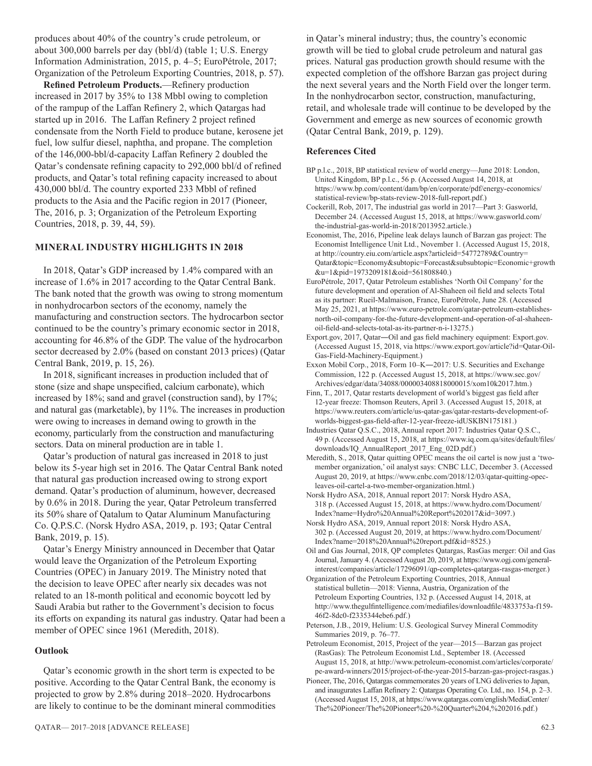produces about 40% of the country's crude petroleum, or about 300,000 barrels per day (bbl/d) (table 1; U.S. Energy Information Administration, 2015, p. 4–5; EuroPétrole, 2017; Organization of the Petroleum Exporting Countries, 2018, p. 57).

**Refined Petroleum Products.**—Refinery production increased in 2017 by 35% to 138 Mbbl owing to completion of the rampup of the Laffan Refinery 2, which Qatargas had started up in 2016. The Laffan Refinery 2 project refined condensate from the North Field to produce butane, kerosene jet fuel, low sulfur diesel, naphtha, and propane. The completion of the 146,000-bbl/d-capacity Laffan Refinery 2 doubled the Qatar's condensate refining capacity to 292,000 bbl/d of refined products, and Qatar's total refining capacity increased to about 430,000 bbl/d. The country exported 233 Mbbl of refined products to the Asia and the Pacific region in 2017 (Pioneer, The, 2016, p. 3; Organization of the Petroleum Exporting Countries, 2018, p. 39, 44, 59).

## MINERAL INDUSTRY HIGHLIGHTS IN 2018

In 2018, Qatar's GDP increased by 1.4% compared with an increase of 1.6% in 2017 according to the Qatar Central Bank. The bank noted that the growth was owing to strong momentum in nonhydrocarbon sectors of the economy, namely the manufacturing and construction sectors. The hydrocarbon sector continued to be the country's primary economic sector in 2018, accounting for 46.8% of the GDP. The value of the hydrocarbon sector decreased by 2.0% (based on constant 2013 prices) (Qatar Central Bank, 2019, p. 15, 26).

In 2018, significant increases in production included that of stone (size and shape unspecified, calcium carbonate), which increased by 18%; sand and gravel (construction sand), by 17%; and natural gas (marketable), by 11%. The increases in production were owing to increases in demand owing to growth in the economy, particularly from the construction and manufacturing sectors. Data on mineral production are in table 1.

Qatar's production of natural gas increased in 2018 to just below its 5-year high set in 2016. The Qatar Central Bank noted that natural gas production increased owing to strong export demand. Qatar's production of aluminum, however, decreased by 0.6% in 2018. During the year, Qatar Petroleum transferred its 50% share of Qatalum to Qatar Aluminum Manufacturing Co. Q.P.S.C. (Norsk Hydro ASA, 2019, p. 193; Qatar Central Bank, 2019, p. 15).

Qatar's Energy Ministry announced in December that Qatar would leave the Organization of the Petroleum Exporting Countries (OPEC) in January 2019. The Ministry noted that the decision to leave OPEC after nearly six decades was not related to an 18-month political and economic boycott led by Saudi Arabia but rather to the Government's decision to focus its efforts on expanding its natural gas industry. Qatar had been a member of OPEC since 1961 (Meredith, 2018).

### Outlook

Qatar's economic growth in the short term is expected to be positive. According to the Qatar Central Bank, the economy is projected to grow by 2.8% during 2018–2020. Hydrocarbons are likely to continue to be the dominant mineral commodities in Qatar's mineral industry; thus, the country's economic growth will be tied to global crude petroleum and natural gas prices. Natural gas production growth should resume with the expected completion of the offshore Barzan gas project during the next several years and the North Field over the longer term. In the nonhydrocarbon sector, construction, manufacturing, retail, and wholesale trade will continue to be developed by the Government and emerge as new sources of economic growth (Qatar Central Bank, 2019, p. 129).

### References Cited

BP p.l.c., 2018, BP statistical review of world energy—June 2018: London, United Kingdom, BP p.l.c., 56 p. (Accessed August 14, 2018, at https://www.bp.com/content/dam/bp/en/corporate/pdf/energy-economics/statistical-review/bp-stats-review-2018-full-report.pdf.)

Cockerill, Rob, 2017, The industrial gas world in 2017—Part 3: Gasworld, December 24. (Accessed August 15, 2018, at https://www.gasworld.com/the-industrial-gas-world-in-2018/2013952.article.)

Economist, The, 2016, Pipeline leak delays launch of Barzan gas project: The Economist Intelligence Unit Ltd., November 1. (Accessed August 15, 2018, at http://country.eiu.com/article.aspx?articleid=54772789&Country=Qatar&topic=Economy&subtopic=Forecast&subsubtopic=Economic+growth&u=1&pid=1973209181&oid=561808840.)

EuroPétrole, 2017, Qatar Petroleum establishes 'North Oil Company' for the future development and operation of Al-Shaheen oil field and selects Total as its partner: Rueil-Malmaison, France, EuroPétrole, June 28. (Accessed May 25, 2021, at https://www.euro-petrole.com/qatar-petroleum-establishes-north-oil-company-for-the-future-development-and-operation-of-al-shaheen-oil-field-and-selects-total-as-its-partner-n-i-13275.)

Export.gov, 2017, Qatar—Oil and gas field machinery equipment: Export.gov. (Accessed August 15, 2018, via https://www.export.gov/article?id=Qatar-Oil-Gas-Field-Machinery-Equipment.)

Exxon Mobil Corp., 2018, Form 10–K—2017: U.S. Securities and Exchange Commission, 122 p. (Accessed August 15, 2018, at https://www.sec.gov/Archives/edgar/data/34088/000003408818000015/xom10k2017.htm.)

Finn, T., 2017, Qatar restarts development of world's biggest gas field after 12-year freeze: Thomson Reuters, April 3. (Accessed August 15, 2018, at https://www.reuters.com/article/us-qatar-gas/qatar-restarts-development-of-worlds-biggest-gas-field-after-12-year-freeze-idUSKBN175181.)

Industries Qatar Q.S.C., 2018, Annual report 2017: Industries Qatar Q.S.C., 49 p. (Accessed August 15, 2018, at https://www.iq.com.qa/sites/default/files/downloads/IQ_AnnualReport_2017_Eng_02D.pdf.)

Meredith, S., 2018, Qatar quitting OPEC means the oil cartel is now just a 'two-member organization,' oil analyst says: CNBC LLC, December 3. (Accessed August 20, 2019, at https://www.cnbc.com/2018/12/03/qatar-quitting-opec-leaves-oil-cartel-a-two-member-organization.html.)

Norsk Hydro ASA, 2018, Annual report 2017: Norsk Hydro ASA, 318 p. (Accessed August 15, 2018, at https://www.hydro.com/Document/Index?name=Hydro%20Annual%20Report%202017&id=3097.)

Norsk Hydro ASA, 2019, Annual report 2018: Norsk Hydro ASA, 302 p. (Accessed August 20, 2019, at https://www.hydro.com/Document/Index?name=2018%20Annual%20report.pdf&id=8525.)

Oil and Gas Journal, 2018, QP completes Qatargas, RasGas merger: Oil and Gas Journal, January 4. (Accessed August 20, 2019, at https://www.ogj.com/general-interest/companies/article/17296091/qp-completes-qatargas-rasgas-merger.)

Organization of the Petroleum Exporting Countries, 2018, Annual statistical bulletin—2018: Vienna, Austria, Organization of the Petroleum Exporting Countries, 132 p. (Accessed August 14, 2018, at http://www.thegulfintelligence.com/mediafiles/downloadfile/4833753a-f159-46f2-8dc0-f2335344ebe6.pdf.)

Peterson, J.B., 2019, Helium: U.S. Geological Survey Mineral Commodity Summaries 2019, p. 76–77.

Petroleum Economist, 2015, Project of the year—2015—Barzan gas project (RasGas): The Petroleum Economist Ltd., September 18. (Accessed August 15, 2018, at http://www.petroleum-economist.com/articles/corporate/pe-award-winners/2015/project-of-the-year-2015-barzan-gas-project-rasgas.)

Pioneer, The, 2016, Qatargas commemorates 20 years of LNG deliveries to Japan, and inaugurates Laffan Refinery 2: Qatargas Operating Co. Ltd., no. 154, p. 2–3. (Accessed August 15, 2018, at https://www.qatargas.com/english/MediaCenter/The%20Pioneer/The%20Pioneer%20-%20Quarter%204,%202016.pdf.)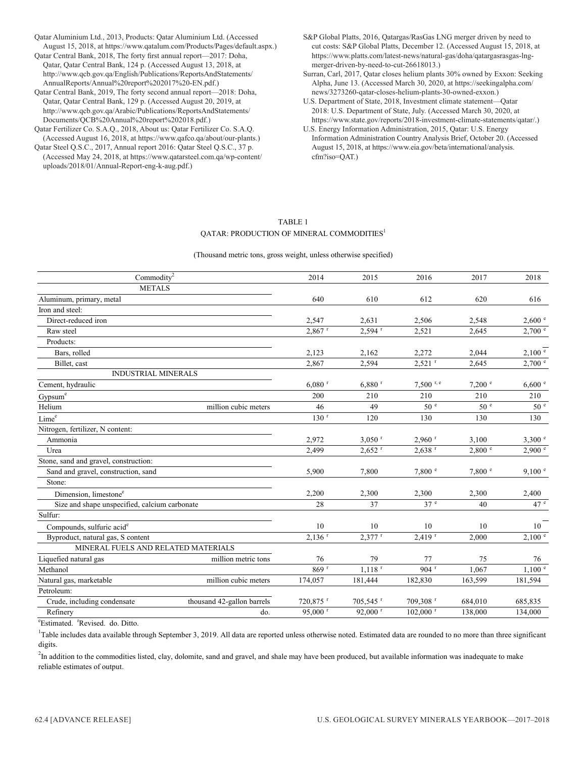Qatar Aluminium Ltd., 2013, Products: Qatar Aluminium Ltd. (Accessed August 15, 2018, at https://www.qatalum.com/Products/Pages/default.aspx.)

Qatar Central Bank, 2018, The forty first annual report—2017: Doha, Qatar, Qatar Central Bank, 124 p. (Accessed August 13, 2018, at http://www.qcb.gov.qa/English/Publications/ReportsAndStatements/AnnualReports/Annual%20report%202017%20-EN.pdf.)

Qatar Central Bank, 2019, The forty second annual report—2018: Doha, Qatar, Qatar Central Bank, 129 p. (Accessed August 20, 2019, at http://www.qcb.gov.qa/Arabic/Publications/ReportsAndStatements/Documents/QCB%20Annual%20report%202018.pdf.)

Qatar Fertilizer Co. S.A.Q., 2018, About us: Qatar Fertilizer Co. S.A.Q. (Accessed August 16, 2018, at https://www.qafco.qa/about/our-plants.)

Qatar Steel Q.S.C., 2017, Annual report 2016: Qatar Steel Q.S.C., 37 p. (Accessed May 24, 2018, at https://www.qatarsteel.com.qa/wp-content/uploads/2018/01/Annual-Report-eng-k-aug.pdf.)

S&P Global Platts, 2016, Qatargas/RasGas LNG merger driven by need to cut costs: S&P Global Platts, December 12. (Accessed August 15, 2018, at https://www.platts.com/latest-news/natural-gas/doha/qatargasrasgas-lng-merger-driven-by-need-to-cut-26618013.)

Surran, Carl, 2017, Qatar closes helium plants 30% owned by Exxon: Seeking Alpha, June 13. (Accessed March 30, 2020, at https://seekingalpha.com/news/3273260-qatar-closes-helium-plants-30-owned-exxon.)

U.S. Department of State, 2018, Investment climate statement—Qatar 2018: U.S. Department of State, July. (Accessed March 30, 2020, at https://www.state.gov/reports/2018-investment-climate-statements/qatar/.)

U.S. Energy Information Administration, 2015, Qatar: U.S. Energy Information Administration Country Analysis Brief, October 20. (Accessed August 15, 2018, at https://www.eia.gov/beta/international/analysis.cfm?iso=QAT.)

TABLE 1

QATAR: PRODUCTION OF MINERAL COMMODITIES[1]

(Thousand metric tons, gross weight, unless otherwise specified)

| Commodity[2] | | 2014 | 2015 | 2016 | 2017 | 2018 |
|---|---|---|---|---|---|---|
| METALS | | | | | | |
| Aluminum, primary, metal | | 640 | 610 | 612 | 620 | 616 |
| Iron and steel: | | | | | | |
| Direct-reduced iron | | 2,547 | 2,631 | 2,506 | 2,548 | 2,600 e |
| Raw steel | | 2,867 r | 2,594 r | 2,521 | 2,645 | 2,700 e |
| Products: | | | | | | |
| Bars, rolled | | 2,123 | 2,162 | 2,272 | 2,044 | 2,100 e |
| Billet, cast | | 2,867 | 2,594 | 2,521 r | 2,645 | 2,700 e |
| INDUSTRIAL MINERALS | | | | | | |
| Cement, hydraulic | | 6,080 r | 6,880 r | 7,500 r, e | 7,200 e | 6,600 e |
| Gypsum e | | 200 | 210 | 210 | 210 | 210 |
| Helium | million cubic meters | 46 | 49 | 50 e | 50 e | 50 e |
| Lime e | | 130 r | 120 | 130 | 130 | 130 |
| Nitrogen, fertilizer, N content: | | | | | | |
| Ammonia | | 2,972 | 3,050 r | 2,960 r | 3,100 | 3,300 e |
| Urea | | 2,499 | 2,652 r | 2,638 r | 2,800 e | 2,900 e |
| Stone, sand and gravel, construction: | | | | | | |
| Sand and gravel, construction, sand | | 5,900 | 7,800 | 7,800 e | 7,800 e | 9,100 e |
| Stone: | | | | | | |
| Dimension, limestone e | | 2,200 | 2,300 | 2,300 | 2,300 | 2,400 |
| Size and shape unspecified, calcium carbonate | | 28 | 37 | 37 e | 40 | 47 e |
| Sulfur: | | | | | | |
| Compounds, sulfuric acid e | | 10 | 10 | 10 | 10 | 10 |
| Byproduct, natural gas, S content | | 2,136 r | 2,377 r | 2,419 r | 2,000 | 2,100 e |
| MINERAL FUELS AND RELATED MATERIALS | | | | | | |
| Liquefied natural gas | million metric tons | 76 | 79 | 77 | 75 | 76 |
| Methanol | | 869 r | 1,118 r | 904 r | 1,067 | 1,100 e |
| Natural gas, marketable | million cubic meters | 174,057 | 181,444 | 182,830 | 163,599 | 181,594 |
| Petroleum: | | | | | | |
| Crude, including condensate | thousand 42-gallon barrels | 720,875 r | 705,545 r | 709,308 r | 684,010 | 685,835 |
| Refinery | do. | 95,000 r | 92,000 r | 102,000 r | 138,000 | 134,000 |

e Estimated. r Revised. do. Ditto.

[1] Table includes data available through September 3, 2019. All data are reported unless otherwise noted. Estimated data are rounded to no more than three significant digits.

[2] In addition to the commodities listed, clay, dolomite, sand and gravel, and shale may have been produced, but available information was inadequate to make reliable estimates of output.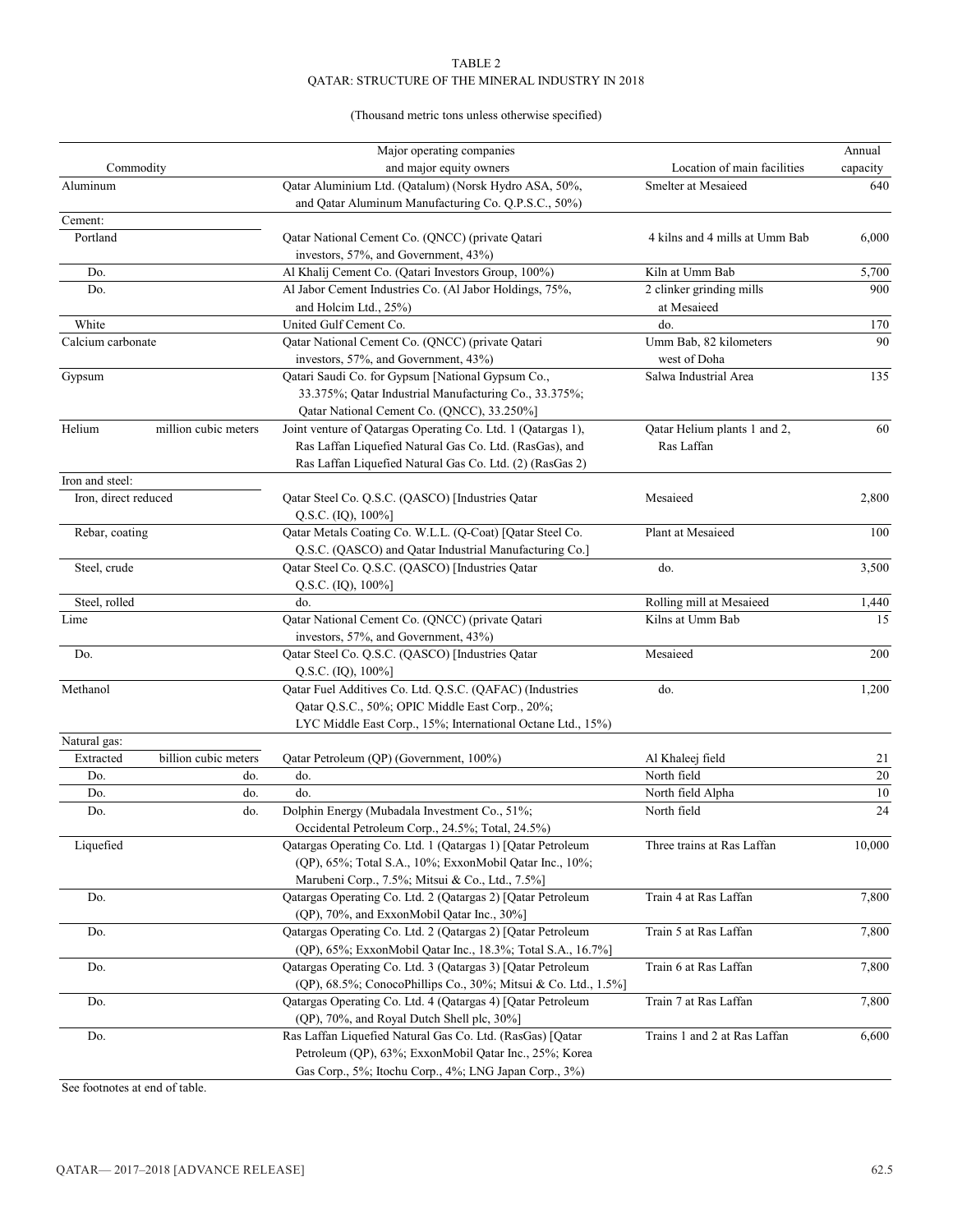TABLE 2
QATAR: STRUCTURE OF THE MINERAL INDUSTRY IN 2018

(Thousand metric tons unless otherwise specified)

| Commodity | | Major operating companies and major equity owners | Location of main facilities | Annual capacity |
|---|---|---|---|---|
| Aluminum | | Qatar Aluminium Ltd. (Qatalum) (Norsk Hydro ASA, 50%, and Qatar Aluminum Manufacturing Co. Q.P.S.C., 50%) | Smelter at Mesaieed | 640 |
| Cement: | | | | |
| Portland | | Qatar National Cement Co. (QNCC) (private Qatari investors, 57%, and Government, 43%) | 4 kilns and 4 mills at Umm Bab | 6,000 |
| Do. | | Al Khalij Cement Co. (Qatari Investors Group, 100%) | Kiln at Umm Bab | 5,700 |
| Do. | | Al Jabor Cement Industries Co. (Al Jabor Holdings, 75%, and Holcim Ltd., 25%) | 2 clinker grinding mills at Mesaieed | 900 |
| White | | United Gulf Cement Co. | do. | 170 |
| Calcium carbonate | | Qatar National Cement Co. (QNCC) (private Qatari investors, 57%, and Government, 43%) | Umm Bab, 82 kilometers west of Doha | 90 |
| Gypsum | | Qatari Saudi Co. for Gypsum [National Gypsum Co., 33.375%; Qatar Industrial Manufacturing Co., 33.375%; Qatar National Cement Co. (QNCC), 33.250%] | Salwa Industrial Area | 135 |
| Helium | million cubic meters | Joint venture of Qatargas Operating Co. Ltd. 1 (Qatargas 1), Ras Laffan Liquefied Natural Gas Co. Ltd. (RasGas), and Ras Laffan Liquefied Natural Gas Co. Ltd. (2) (RasGas 2) | Qatar Helium plants 1 and 2, Ras Laffan | 60 |
| Iron and steel: | | | | |
| Iron, direct reduced | | Qatar Steel Co. Q.S.C. (QASCO) [Industries Qatar Q.S.C. (IQ), 100%] | Mesaieed | 2,800 |
| Rebar, coating | | Qatar Metals Coating Co. W.L.L. (Q-Coat) [Qatar Steel Co. Q.S.C. (QASCO) and Qatar Industrial Manufacturing Co.] | Plant at Mesaieed | 100 |
| Steel, crude | | Qatar Steel Co. Q.S.C. (QASCO) [Industries Qatar Q.S.C. (IQ), 100%] | do. | 3,500 |
| Steel, rolled | | do. | Rolling mill at Mesaieed | 1,440 |
| Lime | | Qatar National Cement Co. (QNCC) (private Qatari investors, 57%, and Government, 43%) | Kilns at Umm Bab | 15 |
| Do. | | Qatar Steel Co. Q.S.C. (QASCO) [Industries Qatar Q.S.C. (IQ), 100%] | Mesaieed | 200 |
| Methanol | | Qatar Fuel Additives Co. Ltd. Q.S.C. (QAFAC) (Industries Qatar Q.S.C., 50%; OPIC Middle East Corp., 20%; LYC Middle East Corp., 15%; International Octane Ltd., 15%) | do. | 1,200 |
| Natural gas: | | | | |
| Extracted | billion cubic meters | Qatar Petroleum (QP) (Government, 100%) | Al Khaleej field | 21 |
| Do. | do. | do. | North field | 20 |
| Do. | do. | do. | North field Alpha | 10 |
| Do. | do. | Dolphin Energy (Mubadala Investment Co., 51%; Occidental Petroleum Corp., 24.5%; Total, 24.5%) | North field | 24 |
| Liquefied | | Qatargas Operating Co. Ltd. 1 (Qatargas 1) [Qatar Petroleum (QP), 65%; Total S.A., 10%; ExxonMobil Qatar Inc., 10%; Marubeni Corp., 7.5%; Mitsui & Co., Ltd., 7.5%] | Three trains at Ras Laffan | 10,000 |
| Do. | | Qatargas Operating Co. Ltd. 2 (Qatargas 2) [Qatar Petroleum (QP), 70%, and ExxonMobil Qatar Inc., 30%] | Train 4 at Ras Laffan | 7,800 |
| Do. | | Qatargas Operating Co. Ltd. 2 (Qatargas 2) [Qatar Petroleum (QP), 65%; ExxonMobil Qatar Inc., 18.3%; Total S.A., 16.7%] | Train 5 at Ras Laffan | 7,800 |
| Do. | | Qatargas Operating Co. Ltd. 3 (Qatargas 3) [Qatar Petroleum (QP), 68.5%; ConocoPhillips Co., 30%; Mitsui & Co. Ltd., 1.5%] | Train 6 at Ras Laffan | 7,800 |
| Do. | | Qatargas Operating Co. Ltd. 4 (Qatargas 4) [Qatar Petroleum (QP), 70%, and Royal Dutch Shell plc, 30%] | Train 7 at Ras Laffan | 7,800 |
| Do. | | Ras Laffan Liquefied Natural Gas Co. Ltd. (RasGas) [Qatar Petroleum (QP), 63%; ExxonMobil Qatar Inc., 25%; Korea Gas Corp., 5%; Itochu Corp., 4%; LNG Japan Corp., 3%) | Trains 1 and 2 at Ras Laffan | 6,600 |

See footnotes at end of table.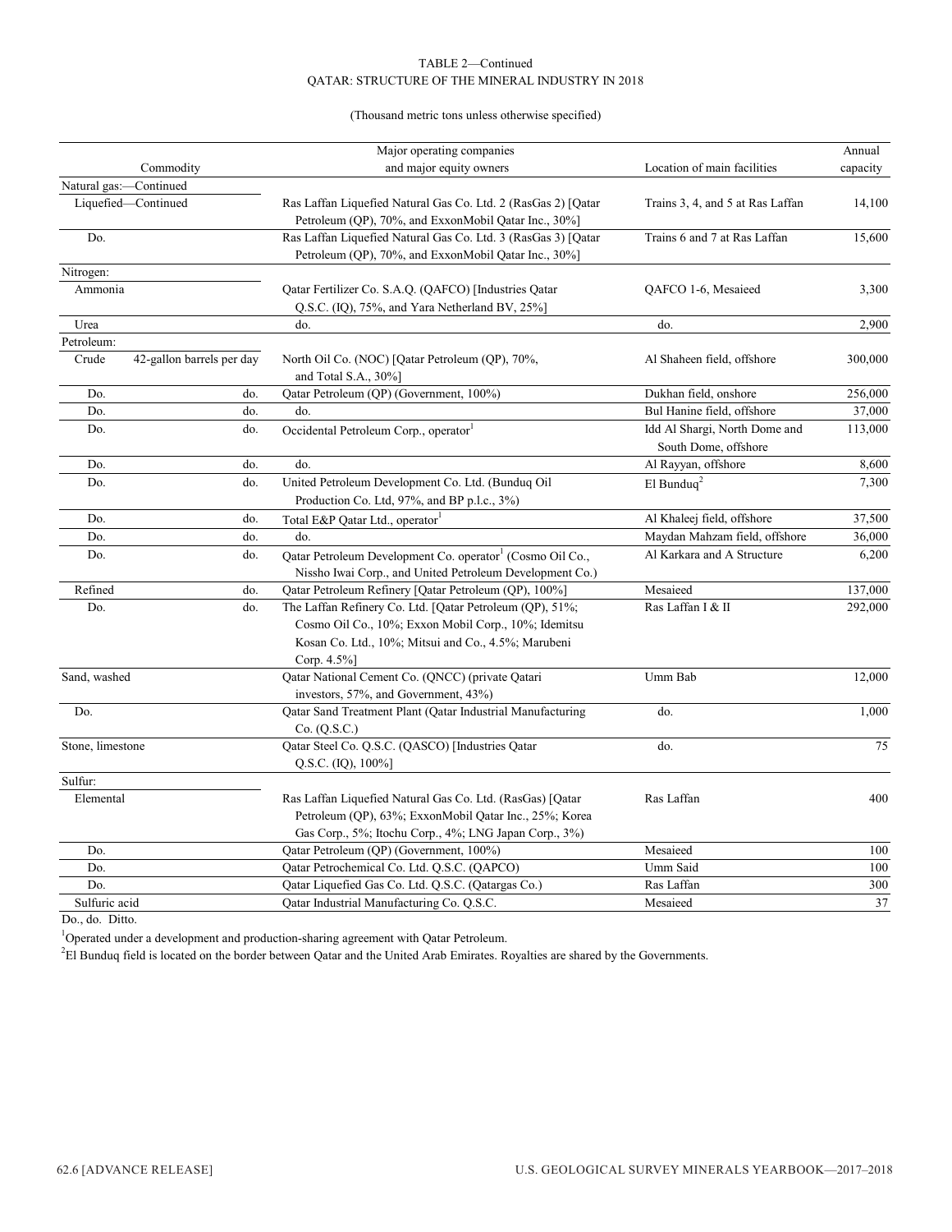TABLE 2—Continued
QATAR: STRUCTURE OF THE MINERAL INDUSTRY IN 2018

(Thousand metric tons unless otherwise specified)

| Commodity | | Major operating companies and major equity owners | Location of main facilities | Annual capacity |
|---|---|---|---|---|
| Natural gas:—Continued | | | | |
| Liquefied—Continued | | Ras Laffan Liquefied Natural Gas Co. Ltd. 2 (RasGas 2) [Qatar Petroleum (QP), 70%, and ExxonMobil Qatar Inc., 30%] | Trains 3, 4, and 5 at Ras Laffan | 14,100 |
| Do. | | Ras Laffan Liquefied Natural Gas Co. Ltd. 3 (RasGas 3) [Qatar Petroleum (QP), 70%, and ExxonMobil Qatar Inc., 30%] | Trains 6 and 7 at Ras Laffan | 15,600 |
| Nitrogen: | | | | |
| Ammonia | | Qatar Fertilizer Co. S.A.Q. (QAFCO) [Industries Qatar Q.S.C. (IQ), 75%, and Yara Netherland BV, 25%] | QAFCO 1-6, Mesaieed | 3,300 |
| Urea | | do. | do. | 2,900 |
| Petroleum: | | | | |
| Crude | 42-gallon barrels per day | North Oil Co. (NOC) [Qatar Petroleum (QP), 70%, and Total S.A., 30%] | Al Shaheen field, offshore | 300,000 |
| Do. | do. | Qatar Petroleum (QP) (Government, 100%) | Dukhan field, onshore | 256,000 |
| Do. | do. | do. | Bul Hanine field, offshore | 37,000 |
| Do. | do. | Occidental Petroleum Corp., operator[1] | Idd Al Shargi, North Dome and South Dome, offshore | 113,000 |
| Do. | do. | do. | Al Rayyan, offshore | 8,600 |
| Do. | do. | United Petroleum Development Co. Ltd. (Bunduq Oil Production Co. Ltd, 97%, and BP p.l.c., 3%) | El Bunduq[2] | 7,300 |
| Do. | do. | Total E&P Qatar Ltd., operator[1] | Al Khaleej field, offshore | 37,500 |
| Do. | do. | do. | Maydan Mahzam field, offshore | 36,000 |
| Do. | do. | Qatar Petroleum Development Co. operator[1] (Cosmo Oil Co., Nissho Iwai Corp., and United Petroleum Development Co.) | Al Karkara and A Structure | 6,200 |
| Refined | do. | Qatar Petroleum Refinery [Qatar Petroleum (QP), 100%] | Mesaieed | 137,000 |
| Do. | do. | The Laffan Refinery Co. Ltd. [Qatar Petroleum (QP), 51%; Cosmo Oil Co., 10%; Exxon Mobil Corp., 10%; Idemitsu Kosan Co. Ltd., 10%; Mitsui and Co., 4.5%; Marubeni Corp. 4.5%] | Ras Laffan I & II | 292,000 |
| Sand, washed | | Qatar National Cement Co. (QNCC) (private Qatari investors, 57%, and Government, 43%) | Umm Bab | 12,000 |
| Do. | | Qatar Sand Treatment Plant (Qatar Industrial Manufacturing Co. (Q.S.C.) | do. | 1,000 |
| Stone, limestone | | Qatar Steel Co. Q.S.C. (QASCO) [Industries Qatar Q.S.C. (IQ), 100%] | do. | 75 |
| Sulfur: | | | | |
| Elemental | | Ras Laffan Liquefied Natural Gas Co. Ltd. (RasGas) [Qatar Petroleum (QP), 63%; ExxonMobil Qatar Inc., 25%; Korea Gas Corp., 5%; Itochu Corp., 4%; LNG Japan Corp., 3%) | Ras Laffan | 400 |
| Do. | | Qatar Petroleum (QP) (Government, 100%) | Mesaieed | 100 |
| Do. | | Qatar Petrochemical Co. Ltd. Q.S.C. (QAPCO) | Umm Said | 100 |
| Do. | | Qatar Liquefied Gas Co. Ltd. Q.S.C. (Qatargas Co.) | Ras Laffan | 300 |
| Sulfuric acid | | Qatar Industrial Manufacturing Co. Q.S.C. | Mesaieed | 37 |

Do., do. Ditto.

[1]Operated under a development and production-sharing agreement with Qatar Petroleum.

[2]El Bunduq field is located on the border between Qatar and the United Arab Emirates. Royalties are shared by the Governments.